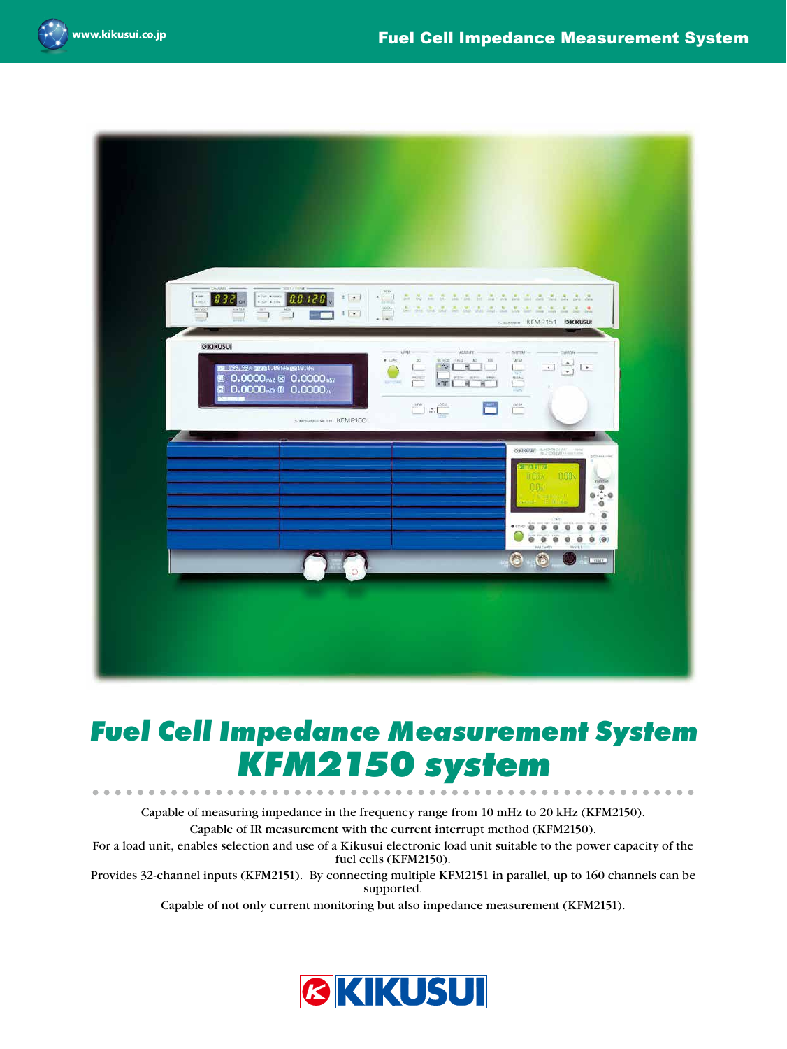# Fuel Cell Impedance Measurement System

## KFM2150 system

Capable of measuring impedance in the frequency range from 10 mHz to 20 kHz (KFM2150).

Capable of IR measurement with the current interrupt method (KFM2150).

For a load unit, enables selection and use of a Kikusui electronic load unit suitable to the power capacity of the fuel cells (KFM2150).

Provides 32-channel inputs (KFM2151). By connecting multiple KFM2151 in parallel, up to 160 channels can be supported.

Capable of not only current monitoring but also impedance measurement (KFM2151).

KIKUSUI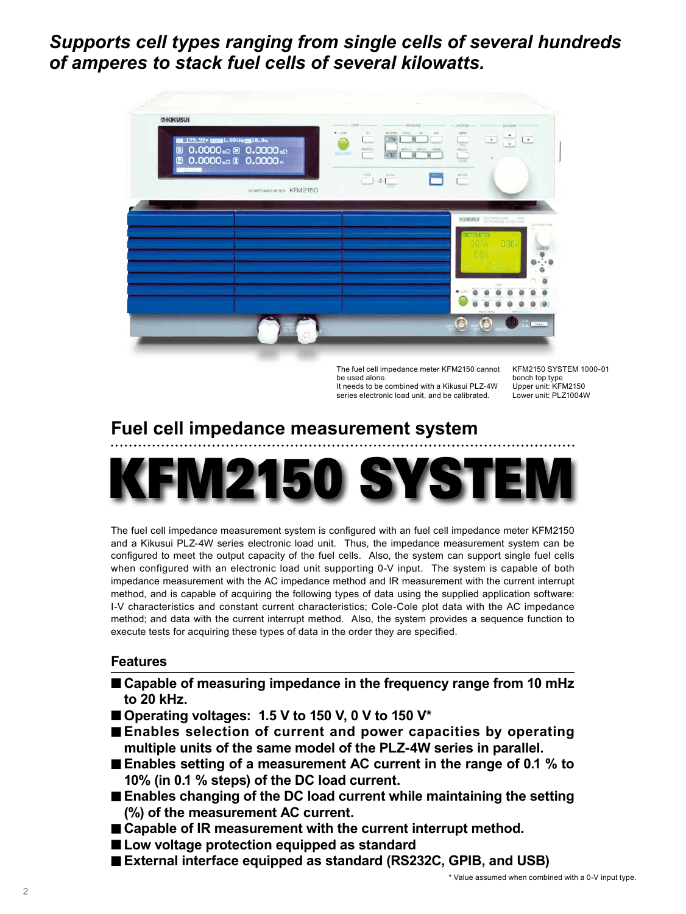***Supports cell types ranging from single cells of several hundreds of amperes to stack fuel cells of several kilowatts.***

The fuel cell impedance meter KFM2150 cannot be used alone.
It needs to be combined with a Kikusui PLZ-4W series electronic load unit, and be calibrated.

KFM2150 SYSTEM 1000-01
bench top type
Upper unit: KFM2150
Lower unit: PLZ1004W

## Fuel cell impedance measurement system

# KFM2150 SYSTEM

The fuel cell impedance measurement system is configured with an fuel cell impedance meter KFM2150 and a Kikusui PLZ-4W series electronic load unit. Thus, the impedance measurement system can be configured to meet the output capacity of the fuel cells. Also, the system can support single fuel cells when configured with an electronic load unit supporting 0-V input. The system is capable of both impedance measurement with the AC impedance method and IR measurement with the current interrupt method, and is capable of acquiring the following types of data using the supplied application software: I-V characteristics and constant current characteristics; Cole-Cole plot data with the AC impedance method; and data with the current interrupt method. Also, the system provides a sequence function to execute tests for acquiring these types of data in the order they are specified.

### Features

- **Capable of measuring impedance in the frequency range from 10 mHz to 20 kHz.**
- **Operating voltages: 1.5 V to 150 V, 0 V to 150 V***
- **Enables selection of current and power capacities by operating multiple units of the same model of the PLZ-4W series in parallel.**
- **Enables setting of a measurement AC current in the range of 0.1 % to 10% (in 0.1 % steps) of the DC load current.**
- **Enables changing of the DC load current while maintaining the setting (%) of the measurement AC current.**
- **Capable of IR measurement with the current interrupt method.**
- **Low voltage protection equipped as standard**
- **External interface equipped as standard (RS232C, GPIB, and USB)**

\* Value assumed when combined with a 0-V input type.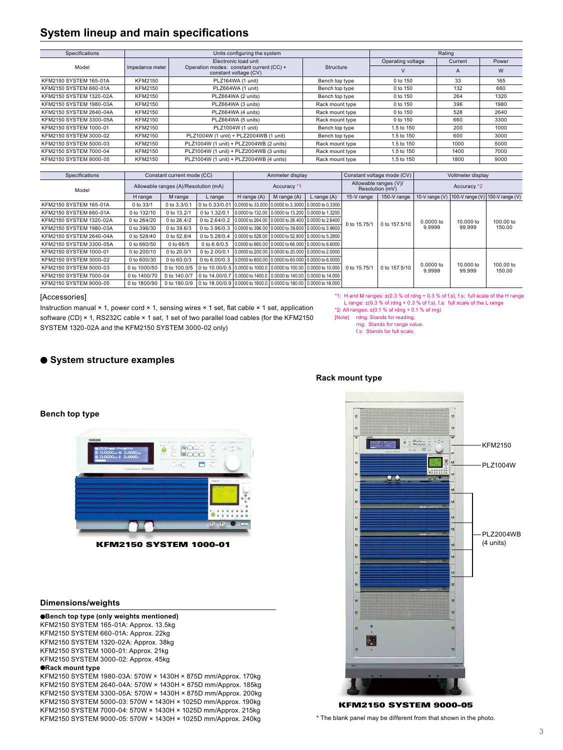## System lineup and main specifications

| Specifications | Units configuring the system | | | Rating | | |
|---|---|---|---|---|---|---|
| Model | Impedance meter | Electronic load unit Operation modes: constant current (CC) + constant voltage (CV) | Structure | Operating voltage | Current | Power |
| | | | | V | A | W |
| KFM2150 SYSTEM 165-01A | KFM2150 | PLZ164WA (1 unit) | Bench top type | 0 to 150 | 33 | 165 |
| KFM2150 SYSTEM 660-01A | KFM2150 | PLZ664WA (1 unit) | Bench top type | 0 to 150 | 132 | 660 |
| KFM2150 SYSTEM 1320-02A | KFM2150 | PLZ664WA (2 units) | Bench top type | 0 to 150 | 264 | 1320 |
| KFM2150 SYSTEM 1980-03A | KFM2150 | PLZ664WA (3 units) | Rack mount type | 0 to 150 | 396 | 1980 |
| KFM2150 SYSTEM 2640-04A | KFM2150 | PLZ664WA (4 units) | Rack mount type | 0 to 150 | 528 | 2640 |
| KFM2150 SYSTEM 3300-05A | KFM2150 | PLZ664WA (5 units) | Rack mount type | 0 to 150 | 660 | 3300 |
| KFM2150 SYSTEM 1000-01 | KFM2150 | PLZ1004W (1 unit) | Bench top type | 1.5 to 150 | 200 | 1000 |
| KFM2150 SYSTEM 3000-02 | KFM2150 | PLZ1004W (1 unit) + PLZ2004WB (1 unit) | Bench top type | 1.5 to 150 | 600 | 3000 |
| KFM2150 SYSTEM 5000-03 | KFM2150 | PLZ1004W (1 unit) + PLZ2004WB (2 units) | Rack mount type | 1.5 to 150 | 1000 | 5000 |
| KFM2150 SYSTEM 7000-04 | KFM2150 | PLZ1004W (1 unit) + PLZ2004WB (3 units) | Rack mount type | 1.5 to 150 | 1400 | 7000 |
| KFM2150 SYSTEM 9000-05 | KFM2150 | PLZ1004W (1 unit) + PLZ2004WB (4 units) | Rack mount type | 1.5 to 150 | 1800 | 9000 |

| Specifications | Constant current mode (CC) | | | Ammeter display | | | Constant voltage mode (CV) | | Voltmeter display | | |
|---|---|---|---|---|---|---|---|---|---|---|---|
| Model | Allowable ranges (A)/Resolution (mA) | | | Accuracy *1 | | | Allowable ranges (V)/ Resolution (mV) | | Accuracy *2 | | |
| | H range | M range | L range | H range (A) | M range (A) | L range (A) | 15-V range | 150-V range | 10-V range (V) | 100-V range (V) | 150-V range (V) |
| KFM2150 SYSTEM 165-01A | 0 to 33/1 | 0 to 3.3/0.1 | 0 to 0.33/0.01 | 0.0000 to 33.000 | 0.0000 to 3.3000 | 0.0000 to 0.3300 | 0 to 15.75/1 | 0 to 157.5/10 | 0.0000 to 9.9999 | 10.000 to 99.999 | 100.00 to 150.00 |
| KFM2150 SYSTEM 660-01A | 0 to 132/10 | 0 to 13.2/1 | 0 to 1.32/0.1 | 0.0000 to 132.00 | 0.0000 to 13.200 | 0.0000 to 1.3200 | | | | | |
| KFM2150 SYSTEM 1320-02A | 0 to 264/20 | 0 to 26.4/2 | 0 to 2.64/0.2 | 0.0000 to 264.00 | 0.0000 to 26.400 | 0.0000 to 2.6400 | | | | | |
| KFM2150 SYSTEM 1980-03A | 0 to 396/30 | 0 to 39.6/3 | 0 to 3.96/0.3 | 0.0000 to 396.00 | 0.0000 to 39.600 | 0.0000 to 3.9600 | | | | | |
| KFM2150 SYSTEM 2640-04A | 0 to 528/40 | 0 to 52.8/4 | 0 to 5.28/0.4 | 0.0000 to 528.00 | 0.0000 to 52.800 | 0.0000 to 5.2800 | | | | | |
| KFM2150 SYSTEM 3300-05A | 0 to 660/50 | 0 to 66/5 | 0 to 6.6/0.5 | 0.0000 to 660.00 | 0.0000 to 66.000 | 0.0000 to 6.6000 | | | | | |
| KFM2150 SYSTEM 1000-01 | 0 to 200/10 | 0 to 20.0/1 | 0 to 2.00/0.1 | 0.0000 to 200.00 | 0.0000 to 20.000 | 0.0000 to 2.0000 | 0 to 15.75/1 | 0 to 157.5/10 | 0.0000 to 9.9999 | 10.000 to 99.999 | 100.00 to 150.00 |
| KFM2150 SYSTEM 3000-02 | 0 to 600/30 | 0 to 60.0/3 | 0 to 6.00/0.3 | 0.0000 to 600.00 | 0.0000 to 60.000 | 0.0000 to 6.0000 | | | | | |
| KFM2150 SYSTEM 5000-03 | 0 to 1000/50 | 0 to 100.0/5 | 0 to 10.00/0.5 | 0.0000 to 1000.0 | 0.0000 to 100.00 | 0.0000 to 10.000 | | | | | |
| KFM2150 SYSTEM 7000-04 | 0 to 1400/70 | 0 to 140.0/7 | 0 to 14.00/0.7 | 0.0000 to 1400.0 | 0.0000 to 140.00 | 0.0000 to 14.000 | | | | | |
| KFM2150 SYSTEM 9000-05 | 0 to 1800/90 | 0 to 180.0/9 | 0 to 18.00/0.9 | 0.0000 to 1800.0 | 0.0000 to 180.00 | 0.0000 to 18.000 | | | | | |

[Accessories]

Instruction manual × 1, power cord × 1, sensing wires × 1 set, flat cable × 1 set, application software (CD) × 1, RS232C cable × 1 set, 1 set of two parallel load cables (for the KFM2150 SYSTEM 1320-02A and the KFM2150 SYSTEM 3000-02 only)

*1: H and M ranges: ±(0.3 % of rdng + 0.3 % of f.s), f.s: full scale of the H range
L range: ±(0.3 % of rdng + 0.3 % of f.s), f.s: full scale of the L range
*2: All ranges: ±(0.1 % of rdng + 0.1 % of rng)
[Note] rdng: Stands for reading.
rng: Stands for range value.
f.s: Stands for full scale.

### ● System structure examples

**Bench top type**

**KFM2150 SYSTEM 1000-01**

**Rack mount type**

KFM2150
PLZ1004W
PLZ2004WB (4 units)

**KFM2150 SYSTEM 9000-05**

* The blank panel may be different from that shown in the photo.

### Dimensions/weights

**●Bench top type (only weights mentioned)**

KFM2150 SYSTEM 165-01A: Approx. 13.5kg
KFM2150 SYSTEM 660-01A: Approx. 22kg
KFM2150 SYSTEM 1320-02A: Approx. 38kg
KFM2150 SYSTEM 1000-01: Approx. 21kg
KFM2150 SYSTEM 3000-02: Approx. 45kg

**●Rack mount type**

KFM2150 SYSTEM 1980-03A: 570W × 1430H × 875D mm/Approx. 170kg
KFM2150 SYSTEM 2640-04A: 570W × 1430H × 875D mm/Approx. 185kg
KFM2150 SYSTEM 3300-05A: 570W × 1430H × 875D mm/Approx. 200kg
KFM2150 SYSTEM 5000-03: 570W × 1430H × 1025D mm/Approx. 190kg
KFM2150 SYSTEM 7000-04: 570W × 1430H × 1025D mm/Approx. 215kg
KFM2150 SYSTEM 9000-05: 570W × 1430H × 1025D mm/Approx. 240kg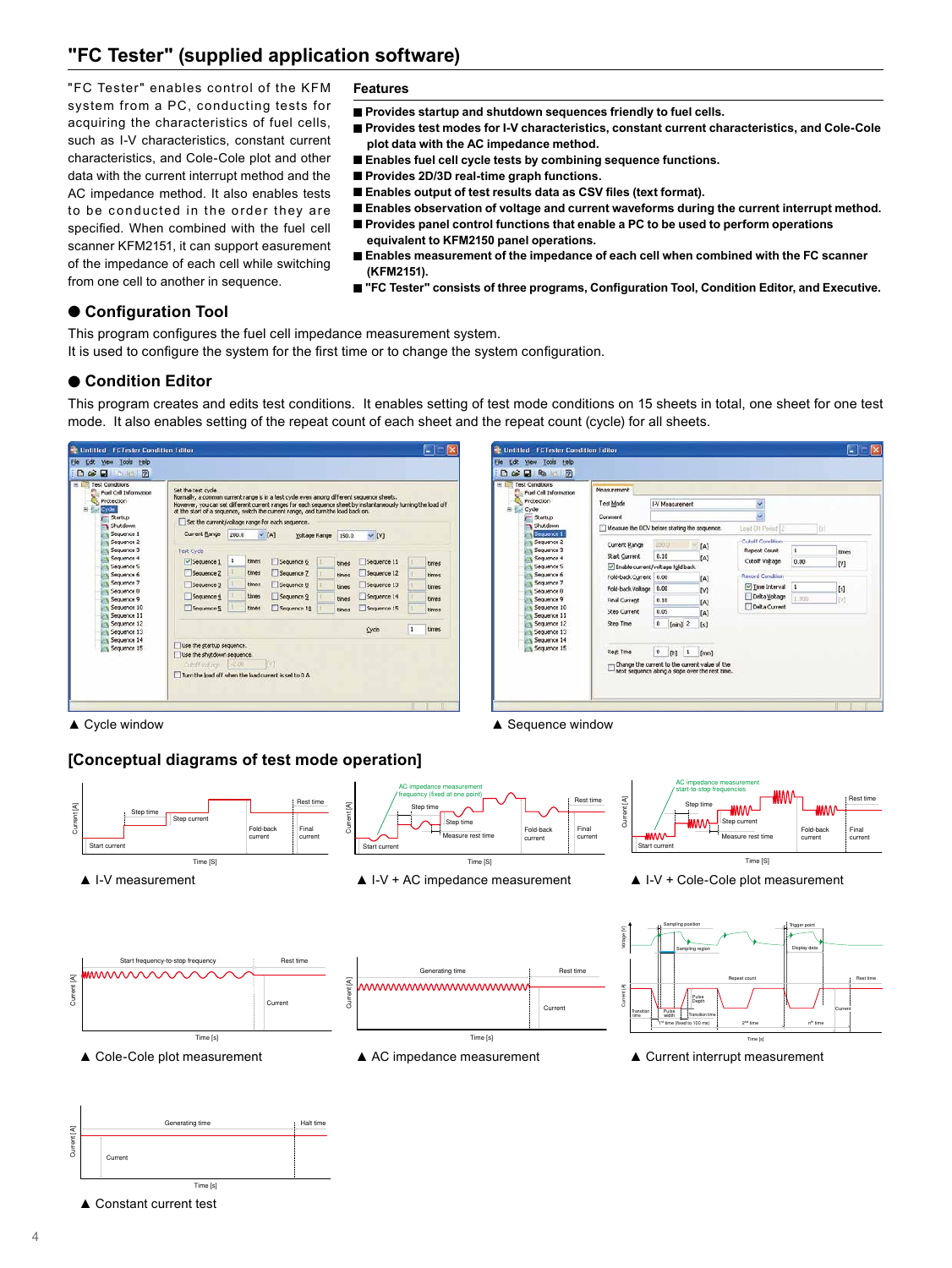## "FC Tester" (supplied application software)

"FC Tester" enables control of the KFM system from a PC, conducting tests for acquiring the characteristics of fuel cells, such as I-V characteristics, constant current characteristics, and Cole-Cole plot and other data with the current interrupt method and the AC impedance method. It also enables tests to be conducted in the order they are specified. When combined with the fuel cell scanner KFM2151, it can support easurement of the impedance of each cell while switching from one cell to another in sequence.

### Features

- Provides startup and shutdown sequences friendly to fuel cells.
- Provides test modes for I-V characteristics, constant current characteristics, and Cole-Cole plot data with the AC impedance method.
- Enables fuel cell cycle tests by combining sequence functions.
- Provides 2D/3D real-time graph functions.
- Enables output of test results data as CSV files (text format).
- Enables observation of voltage and current waveforms during the current interrupt method.
- Provides panel control functions that enable a PC to be used to perform operations equivalent to KFM2150 panel operations.
- Enables measurement of the impedance of each cell when combined with the FC scanner (KFM2151).
- "FC Tester" consists of three programs, Configuration Tool, Condition Editor, and Executive.

### ● Configuration Tool

This program configures the fuel cell impedance measurement system.
It is used to configure the system for the first time or to change the system configuration.

### ● Condition Editor

This program creates and edits test conditions. It enables setting of test mode conditions on 15 sheets in total, one sheet for one test mode. It also enables setting of the repeat count of each sheet and the repeat count (cycle) for all sheets.

▲ Cycle window

▲ Sequence window

### [Conceptual diagrams of test mode operation]

▲ I-V measurement

▲ I-V + AC impedance measurement

▲ I-V + Cole-Cole plot measurement

▲ Cole-Cole plot measurement

▲ AC impedance measurement

▲ Current interrupt measurement

▲ Constant current test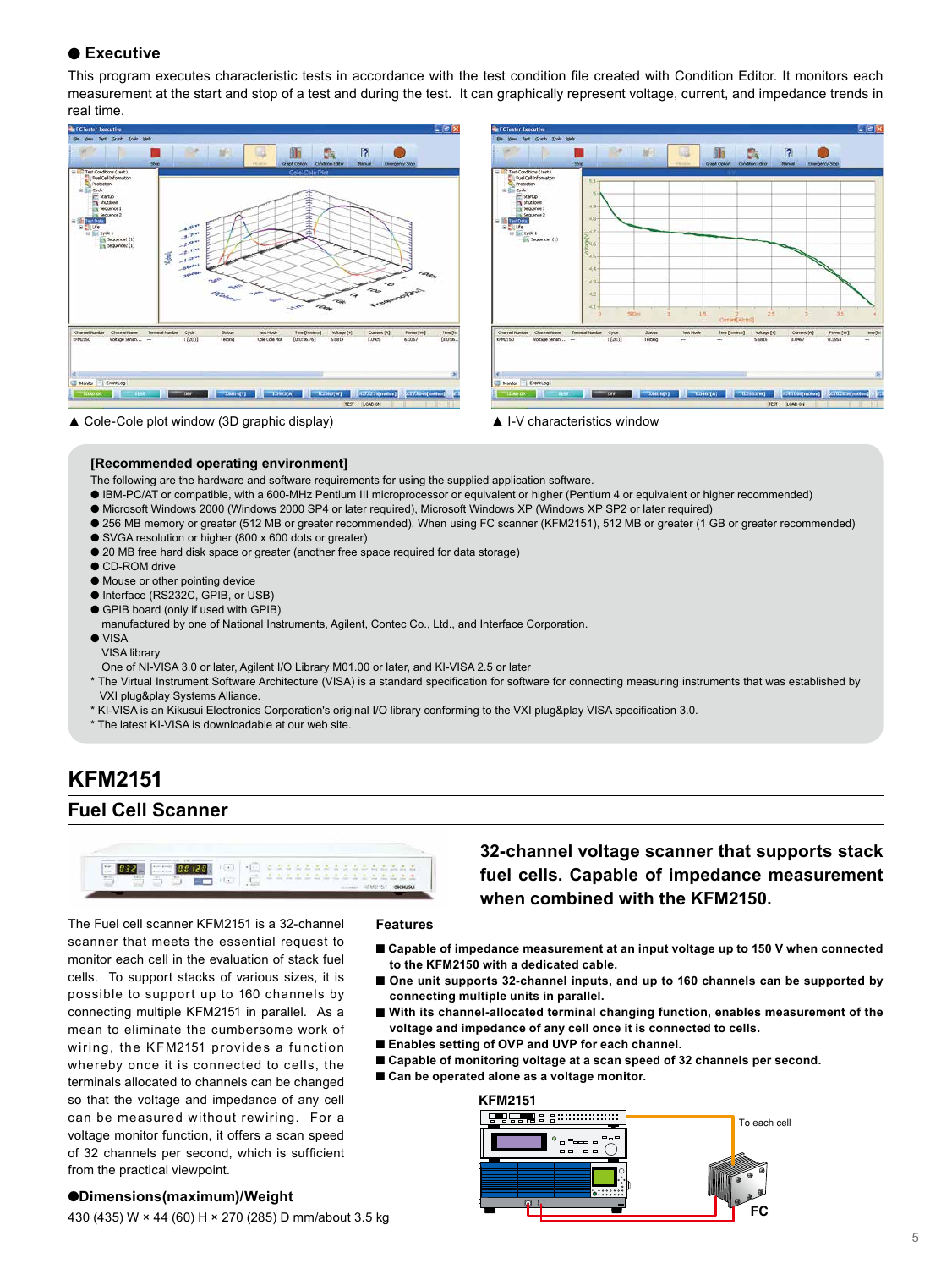## ● Executive

This program executes characteristic tests in accordance with the test condition file created with Condition Editor. It monitors each measurement at the start and stop of a test and during the test. It can graphically represent voltage, current, and impedance trends in real time.

▲ Cole-Cole plot window (3D graphic display)

▲ I-V characteristics window

**[Recommended operating environment]**

The following are the hardware and software requirements for using the supplied application software.

- IBM-PC/AT or compatible, with a 600-MHz Pentium III microprocessor or equivalent or higher (Pentium 4 or equivalent or higher recommended)
- Microsoft Windows 2000 (Windows 2000 SP4 or later required), Microsoft Windows XP (Windows XP SP2 or later required)
- 256 MB memory or greater (512 MB or greater recommended). When using FC scanner (KFM2151), 512 MB or greater (1 GB or greater recommended)
- SVGA resolution or higher (800 x 600 dots or greater)
- 20 MB free hard disk space or greater (another free space required for data storage)
- CD-ROM drive
- Mouse or other pointing device
- Interface (RS232C, GPIB, or USB)
- GPIB board (only if used with GPIB)
  manufactured by one of National Instruments, Agilent, Contec Co., Ltd., and Interface Corporation.
- VISA
  VISA library
  One of NI-VISA 3.0 or later, Agilent I/O Library M01.00 or later, and KI-VISA 2.5 or later

* The Virtual Instrument Software Architecture (VISA) is a standard specification for software for connecting measuring instruments that was established by VXI plug&play Systems Alliance.
* KI-VISA is an Kikusui Electronics Corporation's original I/O library conforming to the VXI plug&play VISA specification 3.0.
* The latest KI-VISA is downloadable at our web site.

# KFM2151

## Fuel Cell Scanner

### 32-channel voltage scanner that supports stack fuel cells. Capable of impedance measurement when combined with the KFM2150.

The Fuel cell scanner KFM2151 is a 32-channel scanner that meets the essential request to monitor each cell in the evaluation of stack fuel cells. To support stacks of various sizes, it is possible to support up to 160 channels by connecting multiple KFM2151 in parallel. As a mean to eliminate the cumbersome work of wiring, the KFM2151 provides a function whereby once it is connected to cells, the terminals allocated to channels can be changed so that the voltage and impedance of any cell can be measured without rewiring. For a voltage monitor function, it offers a scan speed of 32 channels per second, which is sufficient from the practical viewpoint.

### ●Dimensions(maximum)/Weight

430 (435) W × 44 (60) H × 270 (285) D mm/about 3.5 kg

### Features

- **Capable of impedance measurement at an input voltage up to 150 V when connected to the KFM2150 with a dedicated cable.**
- **One unit supports 32-channel inputs, and up to 160 channels can be supported by connecting multiple units in parallel.**
- **With its channel-allocated terminal changing function, enables measurement of the voltage and impedance of any cell once it is connected to cells.**
- **Enables setting of OVP and UVP for each channel.**
- **Capable of monitoring voltage at a scan speed of 32 channels per second.**
- **Can be operated alone as a voltage monitor.**

KFM2151

To each cell

FC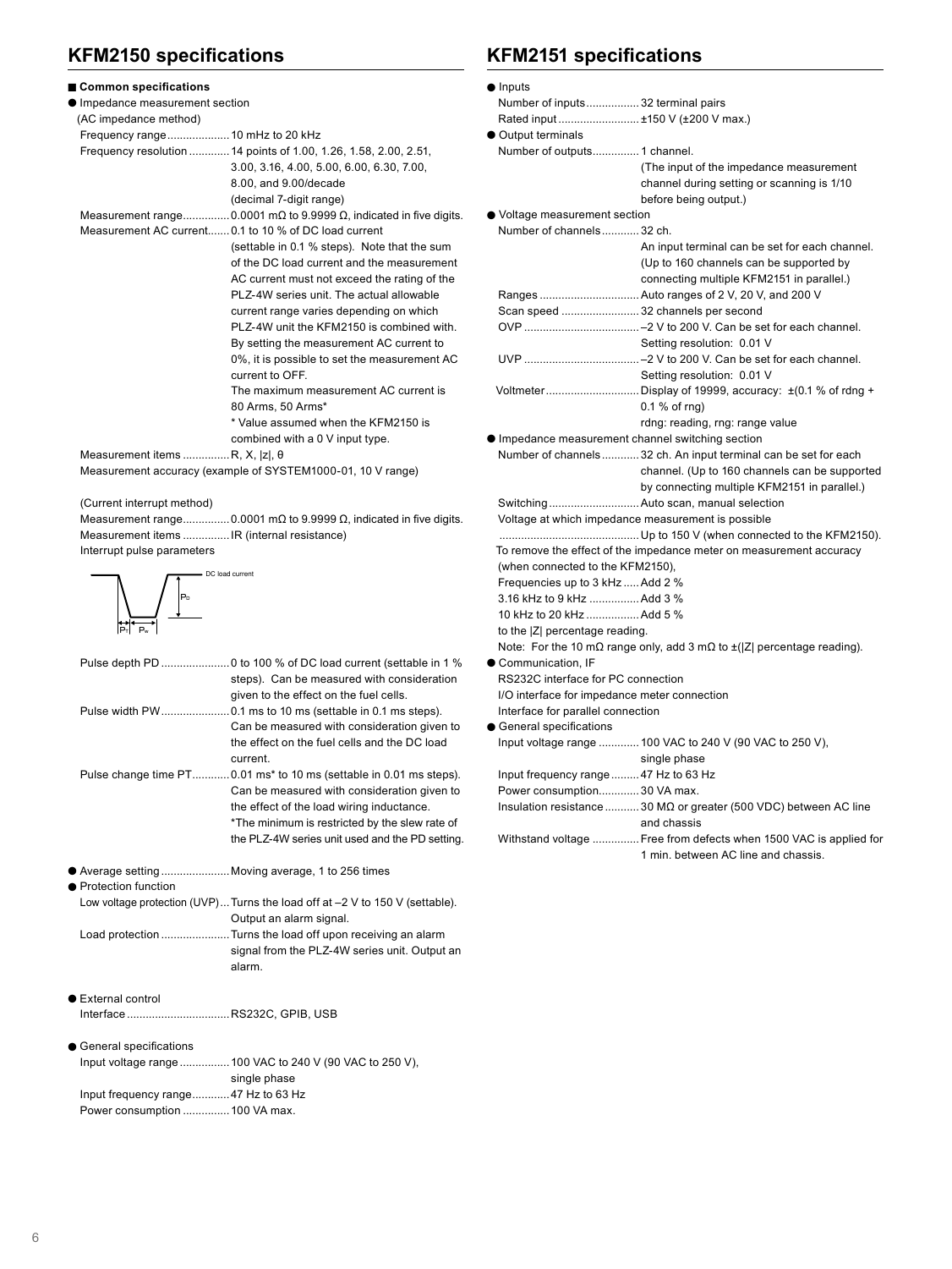## KFM2150 specifications

■ **Common specifications**

● Impedance measurement section

(AC impedance method)

Frequency range .................... 10 mHz to 20 kHz

Frequency resolution ............. 14 points of 1.00, 1.26, 1.58, 2.00, 2.51, 3.00, 3.16, 4.00, 5.00, 6.00, 6.30, 7.00, 8.00, and 9.00/decade (decimal 7-digit range)

Measurement range............... 0.0001 mΩ to 9.9999 Ω, indicated in five digits.

Measurement AC current....... 0.1 to 10 % of DC load current (settable in 0.1 % steps). Note that the sum of the DC load current and the measurement AC current must not exceed the rating of the PLZ-4W series unit. The actual allowable current range varies depending on which PLZ-4W unit the KFM2150 is combined with. By setting the measurement AC current to 0%, it is possible to set the measurement AC current to OFF. The maximum measurement AC current is 80 Arms, 50 Arms*
\* Value assumed when the KFM2150 is combined with a 0 V input type.

Measurement items ............... R, X, |z|, θ

Measurement accuracy (example of SYSTEM1000-01, 10 V range)

(Current interrupt method)

Measurement range............... 0.0001 mΩ to 9.9999 Ω, indicated in five digits.

Measurement items ............... IR (internal resistance)

Interrupt pulse parameters

DC load current, $P_D$, $P_T$, $P_W$

Pulse depth PD ...................... 0 to 100 % of DC load current (settable in 1 % steps). Can be measured with consideration given to the effect on the fuel cells.

Pulse width PW...................... 0.1 ms to 10 ms (settable in 0.1 ms steps). Can be measured with consideration given to the effect on the fuel cells and the DC load current.

Pulse change time PT............ 0.01 ms* to 10 ms (settable in 0.01 ms steps). Can be measured with consideration given to the effect of the load wiring inductance.
\*The minimum is restricted by the slew rate of the PLZ-4W series unit used and the PD setting.

● Average setting ..................... Moving average, 1 to 256 times

● Protection function

Low voltage protection (UVP)... Turns the load off at –2 V to 150 V (settable). Output an alarm signal.

Load protection ..................... Turns the load off upon receiving an alarm signal from the PLZ-4W series unit. Output an alarm.

● External control

Interface ................................ RS232C, GPIB, USB

● General specifications

Input voltage range ................ 100 VAC to 240 V (90 VAC to 250 V), single phase

Input frequency range............ 47 Hz to 63 Hz

Power consumption ............... 100 VA max.

## KFM2151 specifications

● Inputs

Number of inputs................. 32 terminal pairs

Rated input .......................... ±150 V (±200 V max.)

● Output terminals

Number of outputs............... 1 channel. (The input of the impedance measurement channel during setting or scanning is 1/10 before being output.)

● Voltage measurement section

Number of channels............ 32 ch. An input terminal can be set for each channel. (Up to 160 channels can be supported by connecting multiple KFM2151 in parallel.)

Ranges ................................ Auto ranges of 2 V, 20 V, and 200 V

Scan speed ......................... 32 channels per second

OVP ..................................... –2 V to 200 V. Can be set for each channel. Setting resolution: 0.01 V

UVP ..................................... –2 V to 200 V. Can be set for each channel. Setting resolution: 0.01 V

Voltmeter.............................. Display of 19999, accuracy: ±(0.1 % of rdng + 0.1 % of rng)
rdng: reading, rng: range value

● Impedance measurement channel switching section

Number of channels............ 32 ch. An input terminal can be set for each channel. (Up to 160 channels can be supported by connecting multiple KFM2151 in parallel.)

Switching............................. Auto scan, manual selection

Voltage at which impedance measurement is possible
............................................ Up to 150 V (when connected to the KFM2150).

To remove the effect of the impedance meter on measurement accuracy (when connected to the KFM2150),

Frequencies up to 3 kHz ..... Add 2 %

3.16 kHz to 9 kHz ................ Add 3 %

10 kHz to 20 kHz ................. Add 5 %

to the |Z| percentage reading.

Note: For the 10 mΩ range only, add 3 mΩ to ±(|Z| percentage reading).

● Communication, IF

RS232C interface for PC connection

I/O interface for impedance meter connection

Interface for parallel connection

● General specifications

Input voltage range ............. 100 VAC to 240 V (90 VAC to 250 V), single phase

Input frequency range ......... 47 Hz to 63 Hz

Power consumption............. 30 VA max.

Insulation resistance ........... 30 MΩ or greater (500 VDC) between AC line and chassis

Withstand voltage ............... Free from defects when 1500 VAC is applied for 1 min. between AC line and chassis.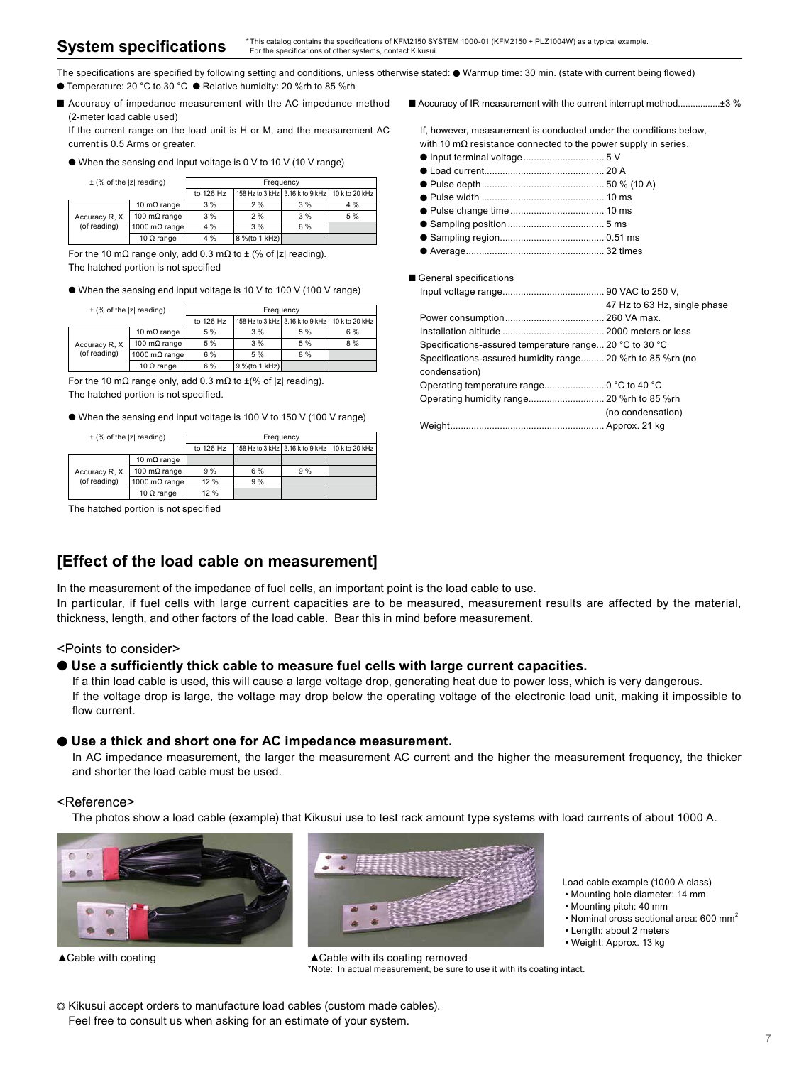## System specifications

*This catalog contains the specifications of KFM2150 SYSTEM 1000-01 (KFM2150 + PLZ1004W) as a typical example. For the specifications of other systems, contact Kikusui.

The specifications are specified by following setting and conditions, unless otherwise stated: ● Warmup time: 30 min. (state with current being flowed)
● Temperature: 20 °C to 30 °C ● Relative humidity: 20 %rh to 85 %rh

■ Accuracy of impedance measurement with the AC impedance method (2-meter load cable used)

If the current range on the load unit is H or M, and the measurement AC current is 0.5 Arms or greater.

● When the sensing end input voltage is 0 V to 10 V (10 V range)

| ± (% of the \|z\| reading) | | Frequency | | | |
|---|---|---|---|---|---|
| | | to 126 Hz | 158 Hz to 3 kHz | 3.16 k to 9 kHz | 10 k to 20 kHz |
| Accuracy R, X (of reading) | 10 mΩ range | 3 % | 2 % | 3 % | 4 % |
| | 100 mΩ range | 3 % | 2 % | 3 % | 5 % |
| | 1000 mΩ range | 4 % | 3 % | 6 % | |
| | 10 Ω range | 4 % | 8 %(to 1 kHz) | | |

For the 10 mΩ range only, add 0.3 mΩ to ± (% of |z| reading).
The hatched portion is not specified

● When the sensing end input voltage is 10 V to 100 V (100 V range)

| ± (% of the \|z\| reading) | | Frequency | | | |
|---|---|---|---|---|---|
| | | to 126 Hz | 158 Hz to 3 kHz | 3.16 k to 9 kHz | 10 k to 20 kHz |
| Accuracy R, X (of reading) | 10 mΩ range | 5 % | 3 % | 5 % | 6 % |
| | 100 mΩ range | 5 % | 3 % | 5 % | 8 % |
| | 1000 mΩ range | 6 % | 5 % | 8 % | |
| | 10 Ω range | 6 % | 9 %(to 1 kHz) | | |

For the 10 mΩ range only, add 0.3 mΩ to ±(% of |z| reading).
The hatched portion is not specified.

● When the sensing end input voltage is 100 V to 150 V (100 V range)

| ± (% of the \|z\| reading) | | Frequency | | | |
|---|---|---|---|---|---|
| | | to 126 Hz | 158 Hz to 3 kHz | 3.16 k to 9 kHz | 10 k to 20 kHz |
| Accuracy R, X (of reading) | 10 mΩ range | | | | |
| | 100 mΩ range | 9 % | 6 % | 9 % | |
| | 1000 mΩ range | 12 % | 9 % | | |
| | 10 Ω range | 12 % | | | |

The hatched portion is not specified

■ Accuracy of IR measurement with the current interrupt method................±3 %

If, however, measurement is conducted under the conditions below, with 10 mΩ resistance connected to the power supply in series.

- ● Input terminal voltage.............................. 5 V
- ● Load current............................................ 20 A
- ● Pulse depth.............................................. 50 % (10 A)
- ● Pulse width .............................................. 10 ms
- ● Pulse change time.................................... 10 ms
- ● Sampling position..................................... 5 ms
- ● Sampling region........................................ 0.51 ms
- ● Average..................................................... 32 times

■ General specifications

- Input voltage range....................................... 90 VAC to 250 V, 47 Hz to 63 Hz, single phase
- Power consumption...................................... 260 VA max.
- Installation altitude ....................................... 2000 meters or less
- Specifications-assured temperature range... 20 °C to 30 °C
- Specifications-assured humidity range......... 20 %rh to 85 %rh (no condensation)
- Operating temperature range....................... 0 °C to 40 °C
- Operating humidity range............................. 20 %rh to 85 %rh (no condensation)
- Weight........................................................... Approx. 21 kg

## [Effect of the load cable on measurement]

In the measurement of the impedance of fuel cells, an important point is the load cable to use.
In particular, if fuel cells with large current capacities are to be measured, measurement results are affected by the material, thickness, length, and other factors of the load cable. Bear this in mind before measurement.

<Points to consider>

### ● Use a sufficiently thick cable to measure fuel cells with large current capacities.

If a thin load cable is used, this will cause a large voltage drop, generating heat due to power loss, which is very dangerous.
If the voltage drop is large, the voltage may drop below the operating voltage of the electronic load unit, making it impossible to flow current.

### ● Use a thick and short one for AC impedance measurement.

In AC impedance measurement, the larger the measurement AC current and the higher the measurement frequency, the thicker and shorter the load cable must be used.

<Reference>

The photos show a load cable (example) that Kikusui use to test rack amount type systems with load currents of about 1000 A.

▲Cable with coating

▲Cable with its coating removed
*Note: In actual measurement, be sure to use it with its coating intact.

Load cable example (1000 A class)
- Mounting hole diameter: 14 mm
- Mounting pitch: 40 mm
- Nominal cross sectional area: 600 mm$^2$
- Length: about 2 meters
- Weight: Approx. 13 kg

◎ Kikusui accept orders to manufacture load cables (custom made cables).
Feel free to consult us when asking for an estimate of your system.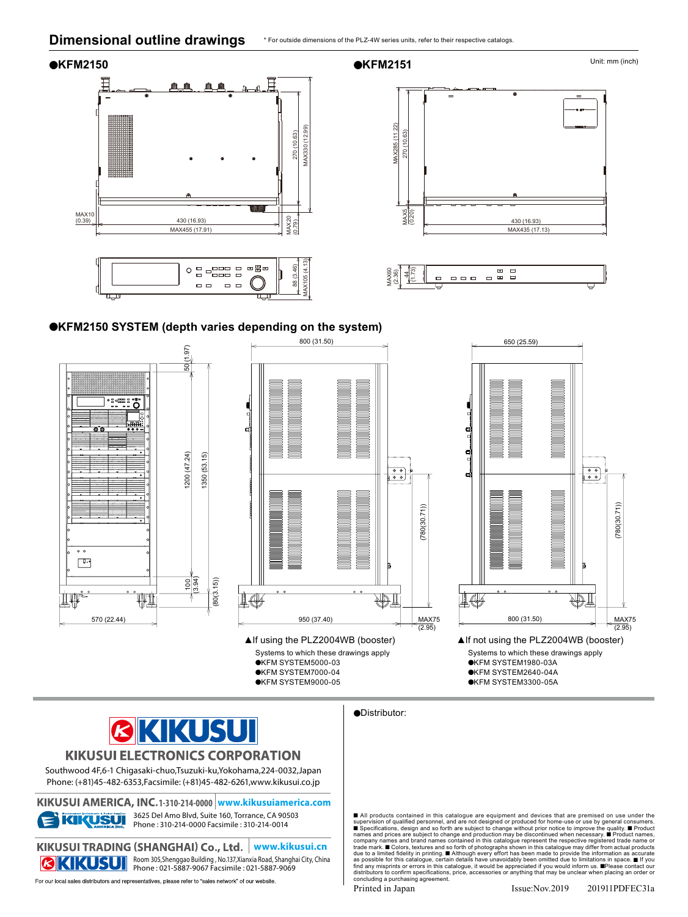## Dimensional outline drawings

\* For outside dimensions of the PLZ-4W series units, refer to their respective catalogs.

Unit: mm (inch)

### ●KFM2150

MAX10 (0.39)
430 (16.93)
MAX455 (17.91)
270 (10.63)
MAX330 (12.99)
MAX20 (0.79)
88 (3.46)
MAX105 (4.13)

### ●KFM2151

MAX285 (11.22)
270 (10.63)
MAX5 (0.20)
430 (16.93)
MAX435 (17.13)
MAX60 (2.36)
44 (1.73)

### ●KFM2150 SYSTEM (depth varies depending on the system)

50 (1.97)
1200 (47.24)
1350 (53.15)
100 (3.94)
(80(3.15))
570 (22.44)
800 (31.50)
950 (37.40)
(780(30.71))
MAX75 (2.95)
650 (25.59)
800 (31.50)
(780(30.71))
MAX75 (2.95)

▲If using the PLZ2004WB (booster)

Systems to which these drawings apply
- ●KFM SYSTEM5000-03
- ●KFM SYSTEM7000-04
- ●KFM SYSTEM9000-05

▲If not using the PLZ2004WB (booster)

Systems to which these drawings apply
- ●KFM SYSTEM1980-03A
- ●KFM SYSTEM2640-04A
- ●KFM SYSTEM3300-05A

**KIKUSUI**

**KIKUSUI ELECTRONICS CORPORATION**
Southwood 4F,6-1 Chigasaki-chuo,Tsuzuki-ku,Yokohama,224-0032,Japan
Phone: (+81)45-482-6353,Facsimile: (+81)45-482-6261,www.kikusui.co.jp

**KIKUSUI AMERICA, INC.** 1-310-214-0000 www.kikusuiamerica.com
3625 Del Amo Blvd, Suite 160, Torrance, CA 90503
Phone : 310-214-0000 Facsimile : 310-214-0014

**KIKUSUI TRADING (SHANGHAI) Co., Ltd.** www.kikusui.cn
Room 305,Shenggao Building , No.137,Xianxia Road, Shanghai City, China
Phone : 021-5887-9067 Facsimile : 021-5887-9069

For our local sales distributors and representatives, please refer to "sales network" of our website.

●Distributor:

■ All products contained in this catalogue are equipment and devices that are premised on use under the supervision of qualified personnel, and are not designed or produced for home-use or use by general consumers. ■ Specifications, design and so forth are subject to change without prior notice to improve the quality. ■ Product names and prices are subject to change and production may be discontinued when necessary. ■ Product names, company names and brand names contained in this catalogue represent the respective registered trade name or trade mark. ■ Colors, textures and so forth of photographs shown in this catalogue may differ from actual products due to a limited fidelity in printing. ■ Although every effort has been made to provide the information as accurate as possible for this catalogue, certain details have unavoidably been omitted due to limitations in space. ■ If you find any misprints or errors in this catalogue, it would be appreciated if you would inform us. ■Please contact our distributors to confirm specifications, price, accessories or anything that may be unclear when placing an order or concluding a purchasing agreement.

Printed in Japan    Issue:Nov.2019    201911PDFEC31a